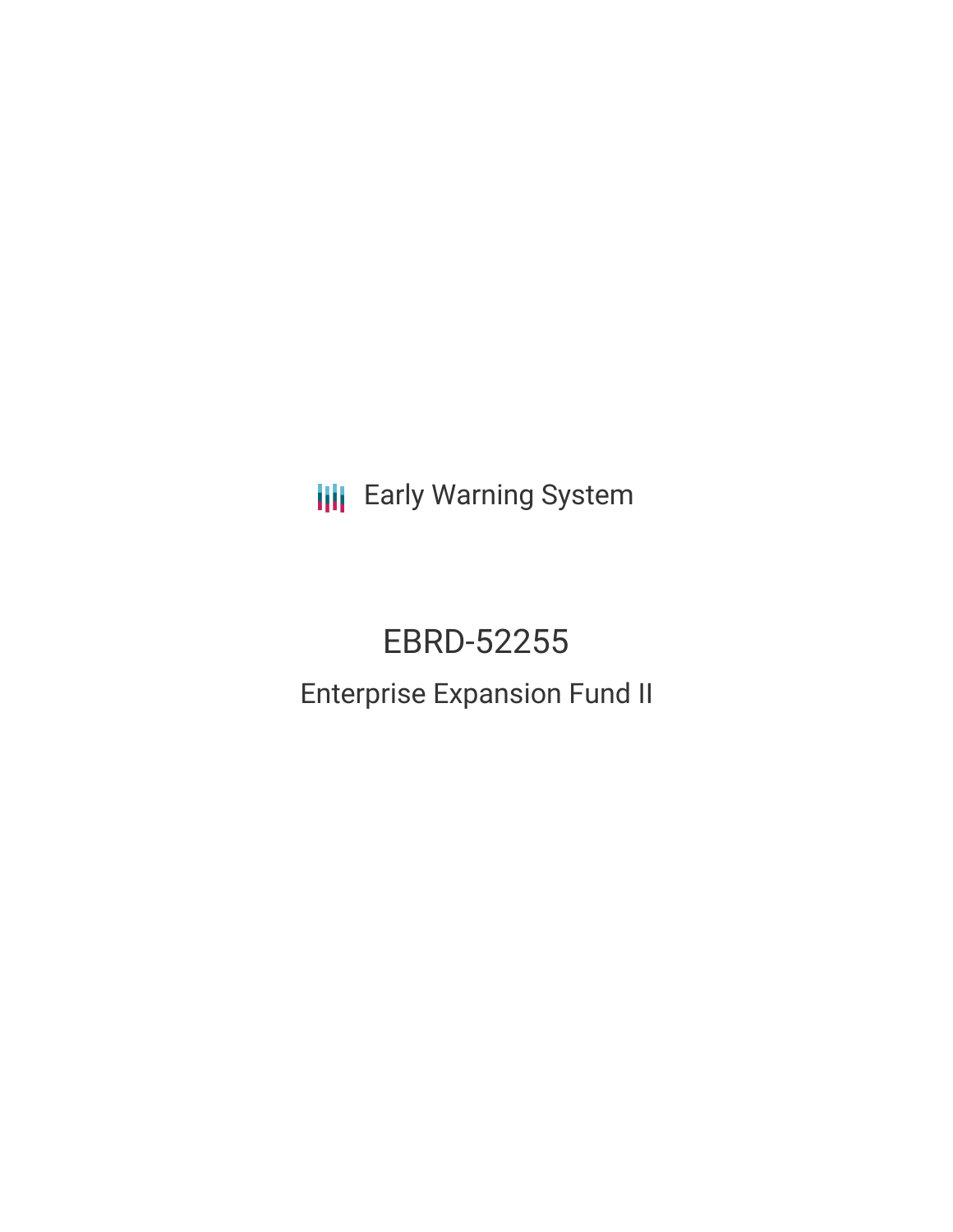Early Warning System

# EBRD-52255

## Enterprise Expansion Fund II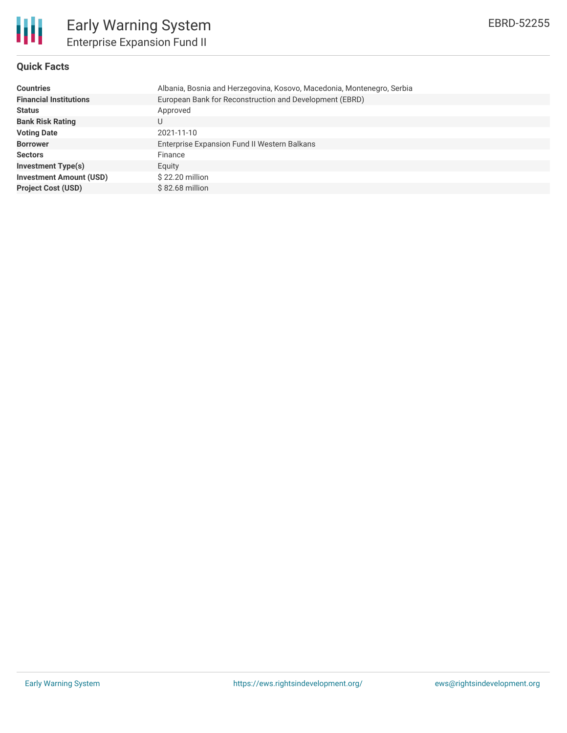# Early Warning System

## Enterprise Expansion Fund II

EBRD-52255

### Quick Facts

| | |
|---|---|
| **Countries** | Albania, Bosnia and Herzegovina, Kosovo, Macedonia, Montenegro, Serbia |
| **Financial Institutions** | European Bank for Reconstruction and Development (EBRD) |
| **Status** | Approved |
| **Bank Risk Rating** | U |
| **Voting Date** | 2021-11-10 |
| **Borrower** | Enterprise Expansion Fund II Western Balkans |
| **Sectors** | Finance |
| **Investment Type(s)** | Equity |
| **Investment Amount (USD)** | $ 22.20 million |
| **Project Cost (USD)** | $ 82.68 million |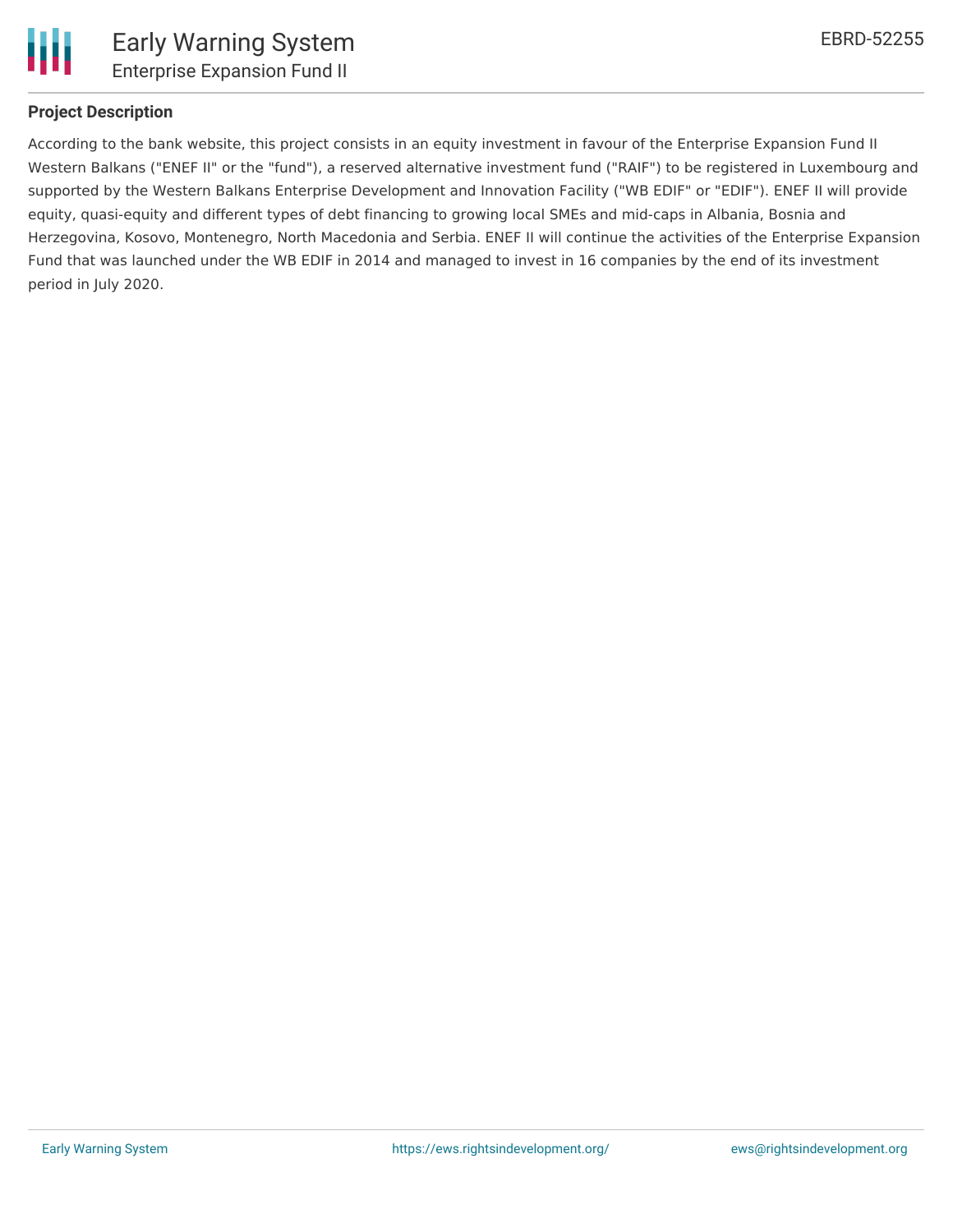### Project Description

According to the bank website, this project consists in an equity investment in favour of the Enterprise Expansion Fund II Western Balkans ("ENEF II" or the "fund"), a reserved alternative investment fund ("RAIF") to be registered in Luxembourg and supported by the Western Balkans Enterprise Development and Innovation Facility ("WB EDIF" or "EDIF"). ENEF II will provide equity, quasi-equity and different types of debt financing to growing local SMEs and mid-caps in Albania, Bosnia and Herzegovina, Kosovo, Montenegro, North Macedonia and Serbia. ENEF II will continue the activities of the Enterprise Expansion Fund that was launched under the WB EDIF in 2014 and managed to invest in 16 companies by the end of its investment period in July 2020.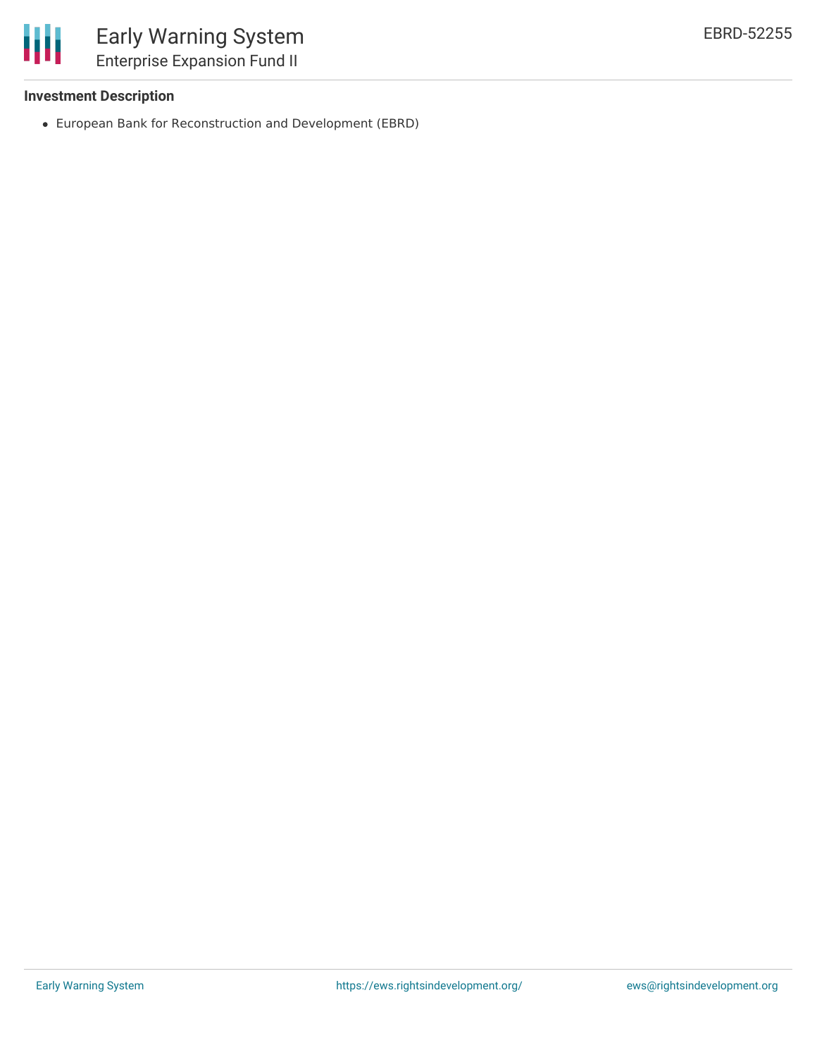### Investment Description

- European Bank for Reconstruction and Development (EBRD)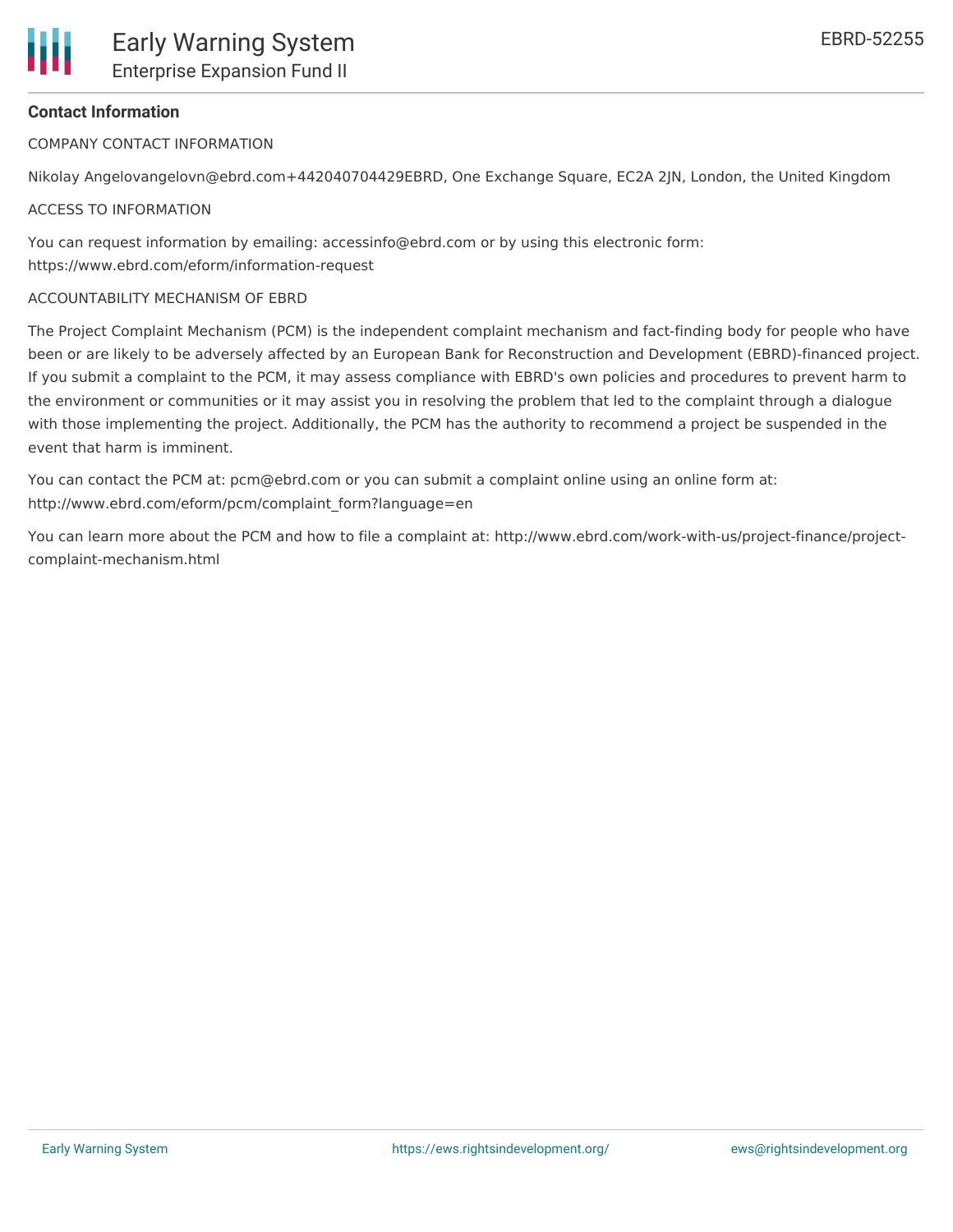**Contact Information**

COMPANY CONTACT INFORMATION

Nikolay Angelovangelovn@ebrd.com+442040704429EBRD, One Exchange Square, EC2A 2JN, London, the United Kingdom

ACCESS TO INFORMATION

You can request information by emailing: accessinfo@ebrd.com or by using this electronic form: https://www.ebrd.com/eform/information-request

ACCOUNTABILITY MECHANISM OF EBRD

The Project Complaint Mechanism (PCM) is the independent complaint mechanism and fact-finding body for people who have been or are likely to be adversely affected by an European Bank for Reconstruction and Development (EBRD)-financed project. If you submit a complaint to the PCM, it may assess compliance with EBRD's own policies and procedures to prevent harm to the environment or communities or it may assist you in resolving the problem that led to the complaint through a dialogue with those implementing the project. Additionally, the PCM has the authority to recommend a project be suspended in the event that harm is imminent.

You can contact the PCM at: pcm@ebrd.com or you can submit a complaint online using an online form at: http://www.ebrd.com/eform/pcm/complaint_form?language=en

You can learn more about the PCM and how to file a complaint at: http://www.ebrd.com/work-with-us/project-finance/project-complaint-mechanism.html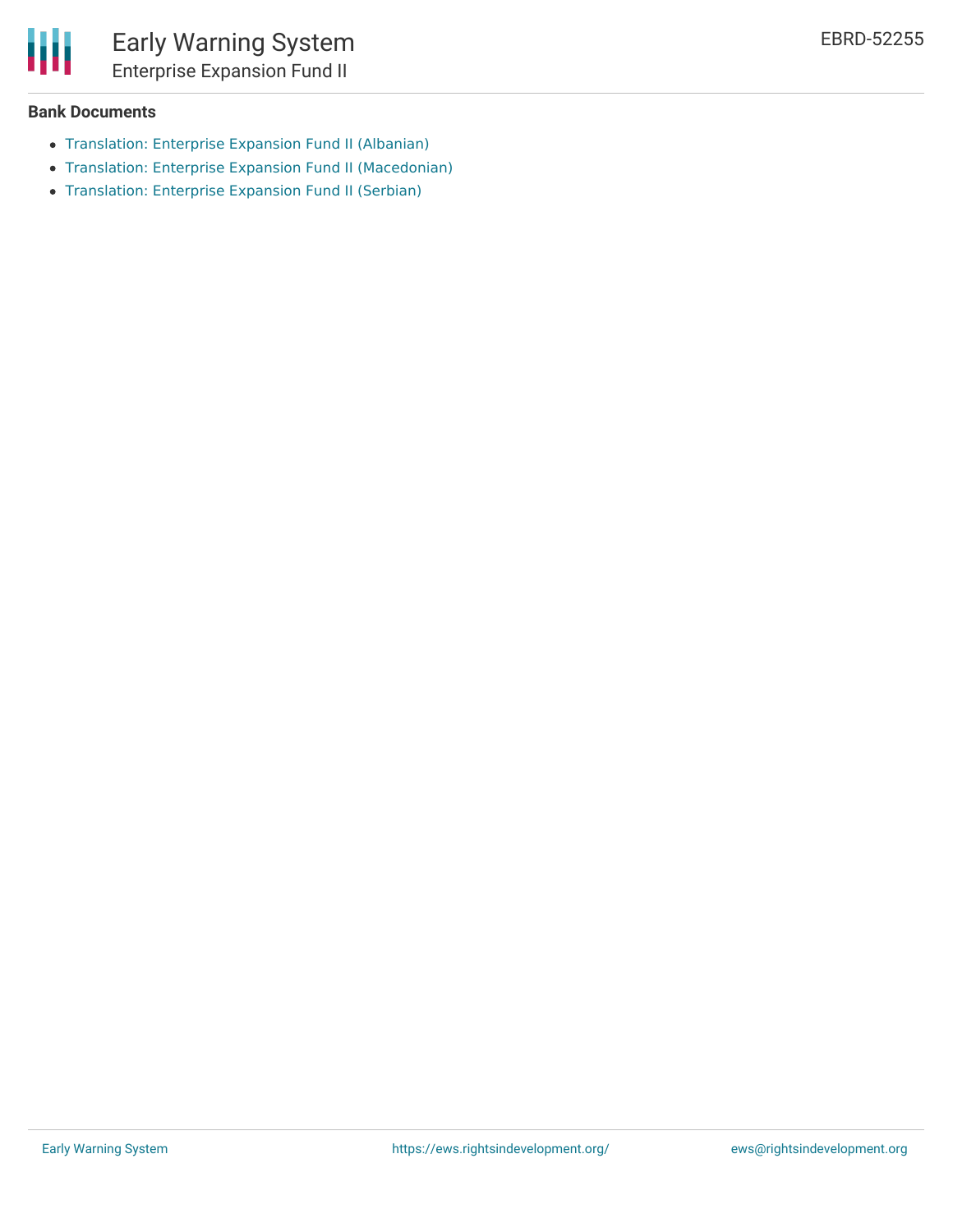**Bank Documents**

- Translation: Enterprise Expansion Fund II (Albanian)
- Translation: Enterprise Expansion Fund II (Macedonian)
- Translation: Enterprise Expansion Fund II (Serbian)